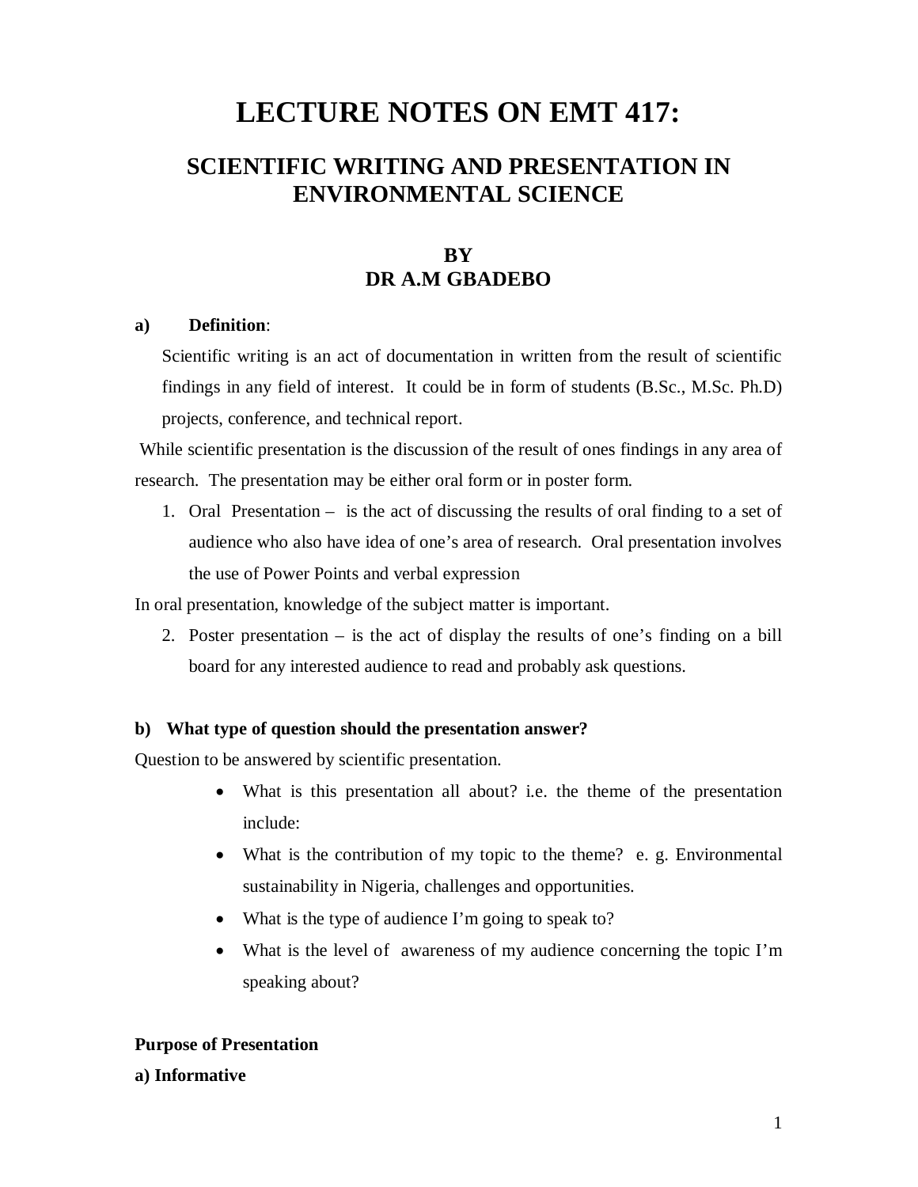# LECTURE NOTES ON EMT 417:

## SCIENTIFIC WRITING AND PRESENTATION IN ENVIRONMENTAL SCIENCE

### BY
### DR A.M GBADEBO

**a) Definition**:

Scientific writing is an act of documentation in written from the result of scientific findings in any field of interest. It could be in form of students (B.Sc., M.Sc. Ph.D) projects, conference, and technical report.

While scientific presentation is the discussion of the result of ones findings in any area of research. The presentation may be either oral form or in poster form.

1. Oral Presentation – is the act of discussing the results of oral finding to a set of audience who also have idea of one's area of research. Oral presentation involves the use of Power Points and verbal expression

In oral presentation, knowledge of the subject matter is important.

2. Poster presentation – is the act of display the results of one's finding on a bill board for any interested audience to read and probably ask questions.

**b) What type of question should the presentation answer?**

Question to be answered by scientific presentation.

- What is this presentation all about? i.e. the theme of the presentation include:
- What is the contribution of my topic to the theme? e. g. Environmental sustainability in Nigeria, challenges and opportunities.
- What is the type of audience I'm going to speak to?
- What is the level of awareness of my audience concerning the topic I'm speaking about?

**Purpose of Presentation**

**a) Informative**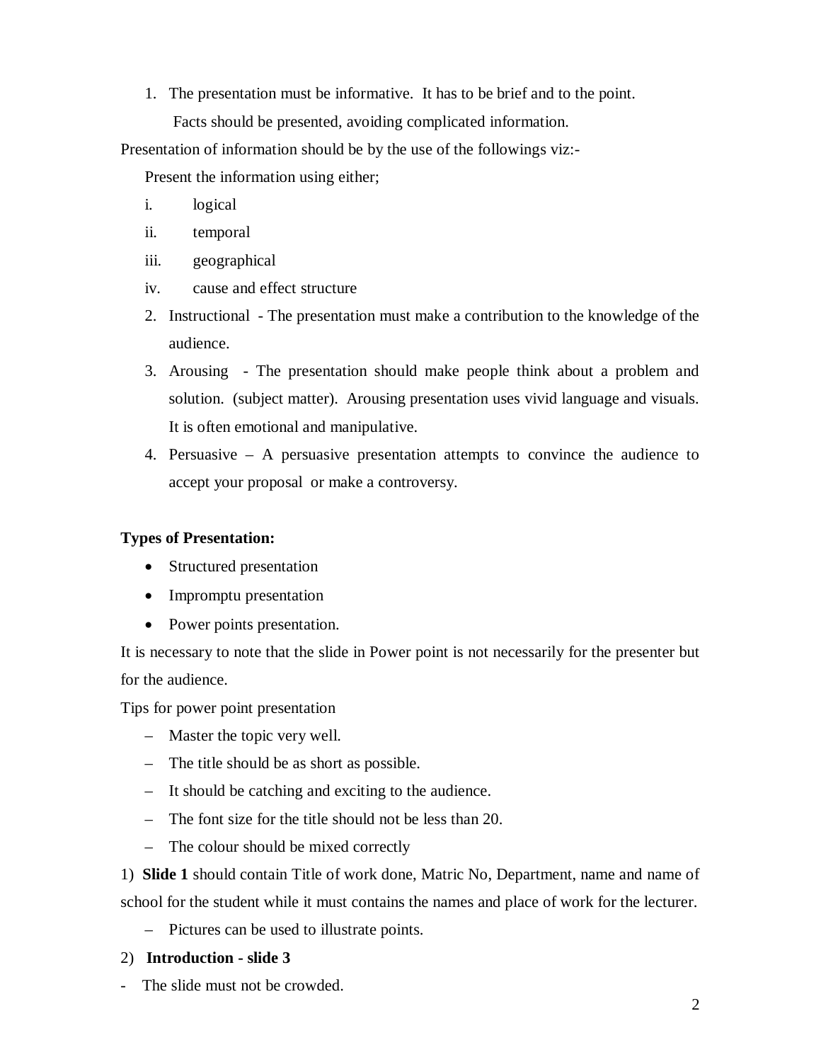1. The presentation must be informative. It has to be brief and to the point.
   Facts should be presented, avoiding complicated information.

Presentation of information should be by the use of the followings viz:-

Present the information using either;

i. logical
ii. temporal
iii. geographical
iv. cause and effect structure

2. Instructional - The presentation must make a contribution to the knowledge of the audience.
3. Arousing - The presentation should make people think about a problem and solution. (subject matter). Arousing presentation uses vivid language and visuals. It is often emotional and manipulative.
4. Persuasive – A persuasive presentation attempts to convince the audience to accept your proposal or make a controversy.

**Types of Presentation:**

- Structured presentation
- Impromptu presentation
- Power points presentation.

It is necessary to note that the slide in Power point is not necessarily for the presenter but for the audience.

Tips for power point presentation

– Master the topic very well.
– The title should be as short as possible.
– It should be catching and exciting to the audience.
– The font size for the title should not be less than 20.
– The colour should be mixed correctly

1) **Slide 1** should contain Title of work done, Matric No, Department, name and name of school for the student while it must contains the names and place of work for the lecturer.

– Pictures can be used to illustrate points.

2) **Introduction - slide 3**

- The slide must not be crowded.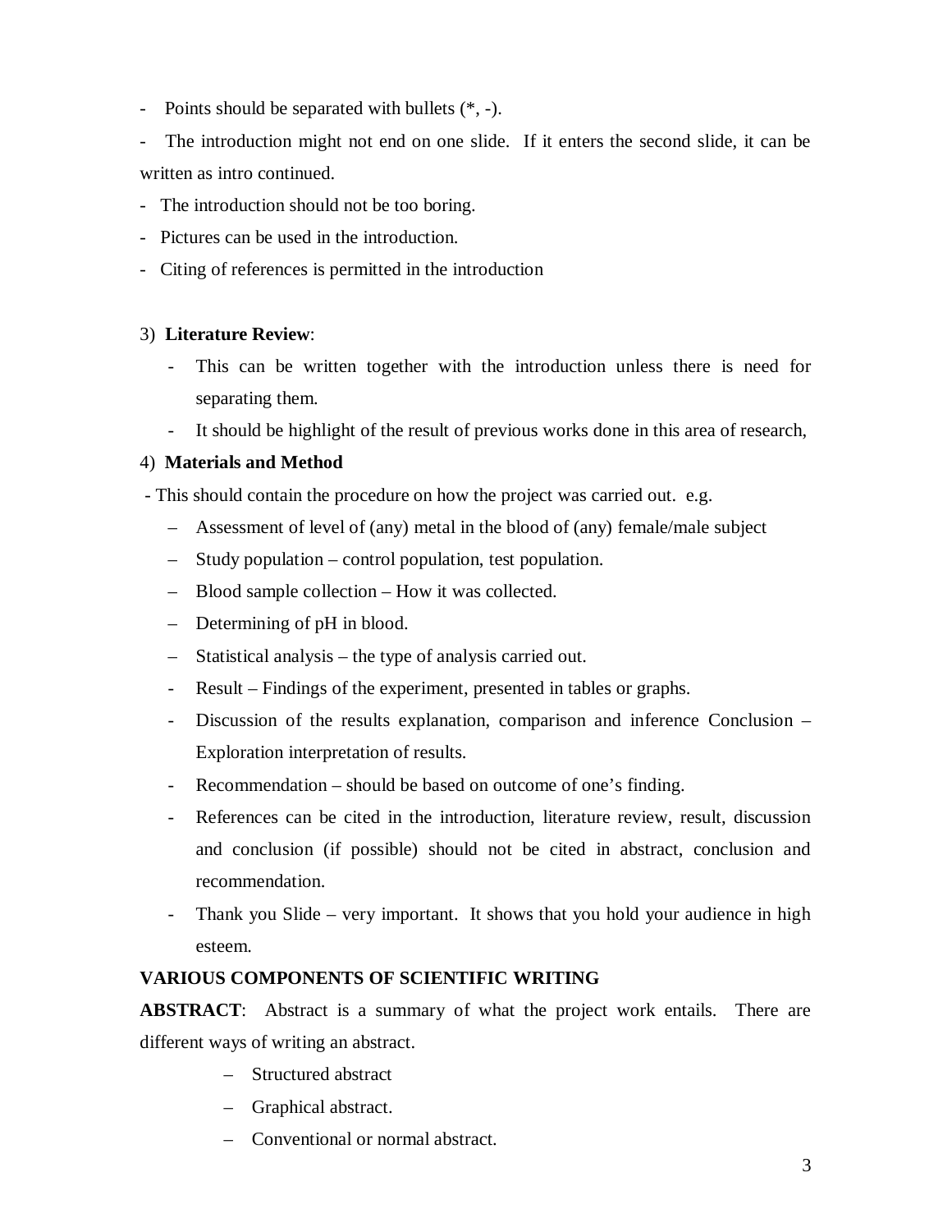- Points should be separated with bullets (*, -).
- The introduction might not end on one slide. If it enters the second slide, it can be written as intro continued.
- The introduction should not be too boring.
- Pictures can be used in the introduction.
- Citing of references is permitted in the introduction

3) **Literature Review**:

  - This can be written together with the introduction unless there is need for separating them.
  - It should be highlight of the result of previous works done in this area of research,

4) **Materials and Method**

- This should contain the procedure on how the project was carried out. e.g.
  - Assessment of level of (any) metal in the blood of (any) female/male subject
  - Study population – control population, test population.
  - Blood sample collection – How it was collected.
  - Determining of pH in blood.
  - Statistical analysis – the type of analysis carried out.
  - Result – Findings of the experiment, presented in tables or graphs.
  - Discussion of the results explanation, comparison and inference Conclusion – Exploration interpretation of results.
  - Recommendation – should be based on outcome of one's finding.
  - References can be cited in the introduction, literature review, result, discussion and conclusion (if possible) should not be cited in abstract, conclusion and recommendation.
  - Thank you Slide – very important. It shows that you hold your audience in high esteem.

**VARIOUS COMPONENTS OF SCIENTIFIC WRITING**

**ABSTRACT**: Abstract is a summary of what the project work entails. There are different ways of writing an abstract.

- Structured abstract
- Graphical abstract.
- Conventional or normal abstract.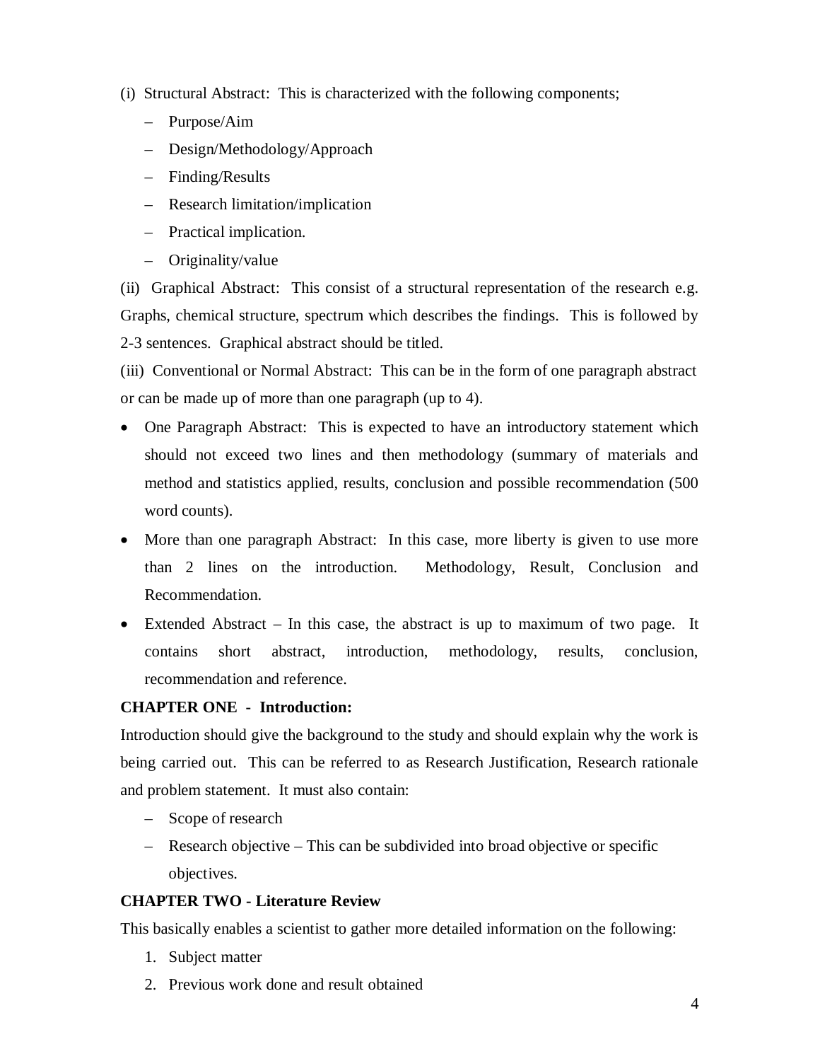(i) Structural Abstract: This is characterized with the following components;

- Purpose/Aim
- Design/Methodology/Approach
- Finding/Results
- Research limitation/implication
- Practical implication.
- Originality/value

(ii) Graphical Abstract: This consist of a structural representation of the research e.g. Graphs, chemical structure, spectrum which describes the findings. This is followed by 2-3 sentences. Graphical abstract should be titled.

(iii) Conventional or Normal Abstract: This can be in the form of one paragraph abstract or can be made up of more than one paragraph (up to 4).

- One Paragraph Abstract: This is expected to have an introductory statement which should not exceed two lines and then methodology (summary of materials and method and statistics applied, results, conclusion and possible recommendation (500 word counts).
- More than one paragraph Abstract: In this case, more liberty is given to use more than 2 lines on the introduction. Methodology, Result, Conclusion and Recommendation.
- Extended Abstract – In this case, the abstract is up to maximum of two page. It contains short abstract, introduction, methodology, results, conclusion, recommendation and reference.

**CHAPTER ONE - Introduction:**

Introduction should give the background to the study and should explain why the work is being carried out. This can be referred to as Research Justification, Research rationale and problem statement. It must also contain:

- Scope of research
- Research objective – This can be subdivided into broad objective or specific objectives.

**CHAPTER TWO - Literature Review**

This basically enables a scientist to gather more detailed information on the following:

1. Subject matter
2. Previous work done and result obtained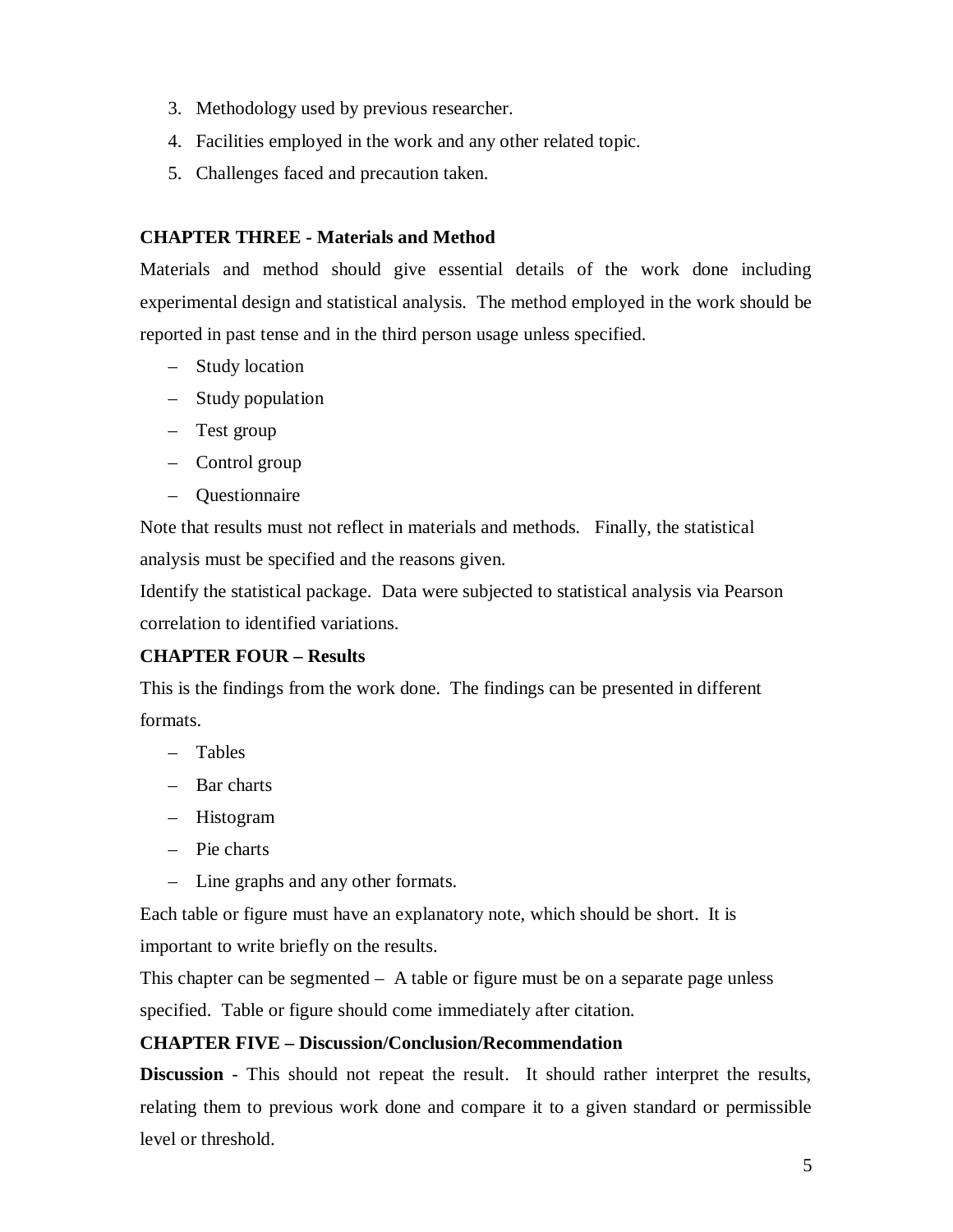3. Methodology used by previous researcher.
4. Facilities employed in the work and any other related topic.
5. Challenges faced and precaution taken.

**CHAPTER THREE - Materials and Method**

Materials and method should give essential details of the work done including experimental design and statistical analysis. The method employed in the work should be reported in past tense and in the third person usage unless specified.

- Study location
- Study population
- Test group
- Control group
- Questionnaire

Note that results must not reflect in materials and methods. Finally, the statistical analysis must be specified and the reasons given.

Identify the statistical package. Data were subjected to statistical analysis via Pearson correlation to identified variations.

**CHAPTER FOUR – Results**

This is the findings from the work done. The findings can be presented in different formats.

- Tables
- Bar charts
- Histogram
- Pie charts
- Line graphs and any other formats.

Each table or figure must have an explanatory note, which should be short. It is important to write briefly on the results.

This chapter can be segmented – A table or figure must be on a separate page unless specified. Table or figure should come immediately after citation.

**CHAPTER FIVE – Discussion/Conclusion/Recommendation**

**Discussion** - This should not repeat the result. It should rather interpret the results, relating them to previous work done and compare it to a given standard or permissible level or threshold.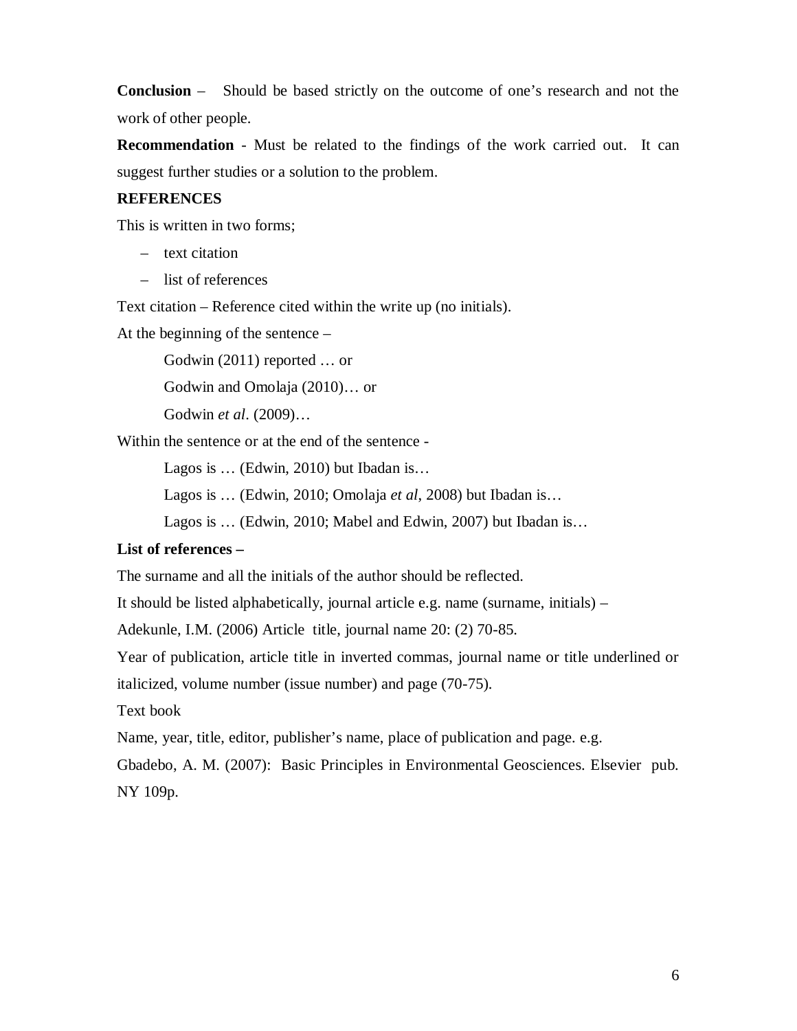**Conclusion** – Should be based strictly on the outcome of one's research and not the work of other people.

**Recommendation** - Must be related to the findings of the work carried out. It can suggest further studies or a solution to the problem.

**REFERENCES**

This is written in two forms;

- text citation
- list of references

Text citation – Reference cited within the write up (no initials).

At the beginning of the sentence –

Godwin (2011) reported … or

Godwin and Omolaja (2010)… or

Godwin *et al*. (2009)…

Within the sentence or at the end of the sentence -

Lagos is … (Edwin, 2010) but Ibadan is…

Lagos is … (Edwin, 2010; Omolaja *et al*, 2008) but Ibadan is…

Lagos is … (Edwin, 2010; Mabel and Edwin, 2007) but Ibadan is…

**List of references –**

The surname and all the initials of the author should be reflected.

It should be listed alphabetically, journal article e.g. name (surname, initials) –

Adekunle, I.M. (2006) Article title, journal name 20: (2) 70-85.

Year of publication, article title in inverted commas, journal name or title underlined or italicized, volume number (issue number) and page (70-75).

Text book

Name, year, title, editor, publisher's name, place of publication and page. e.g.

Gbadebo, A. M. (2007): Basic Principles in Environmental Geosciences. Elsevier pub. NY 109p.